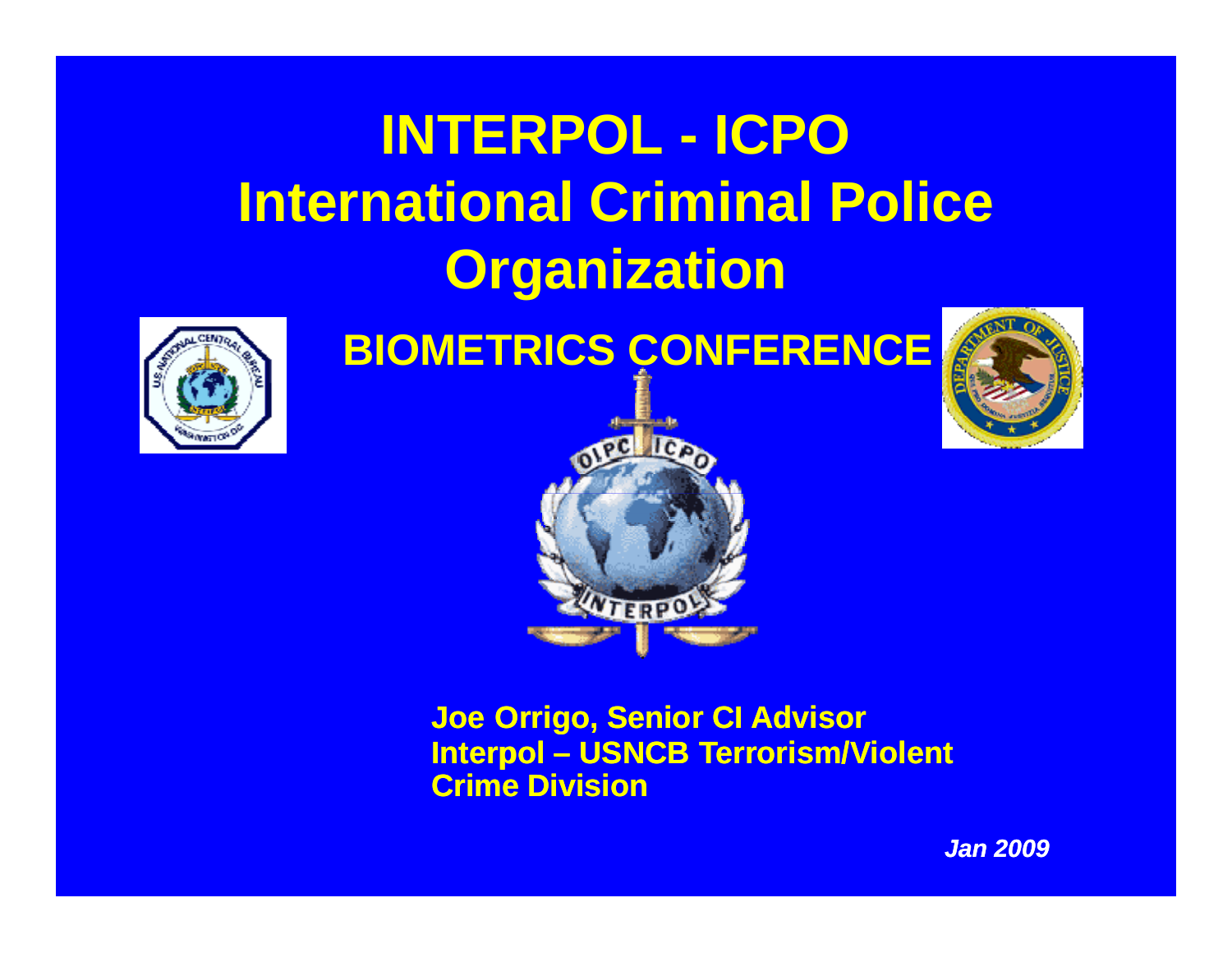# INTERPOL - ICPO
# International Criminal Police Organization

## BIOMETRICS CONFERENCE

**Joe Orrigo, Senior CI Advisor**
**Interpol – USNCB Terrorism/Violent Crime Division**

***Jan 2009***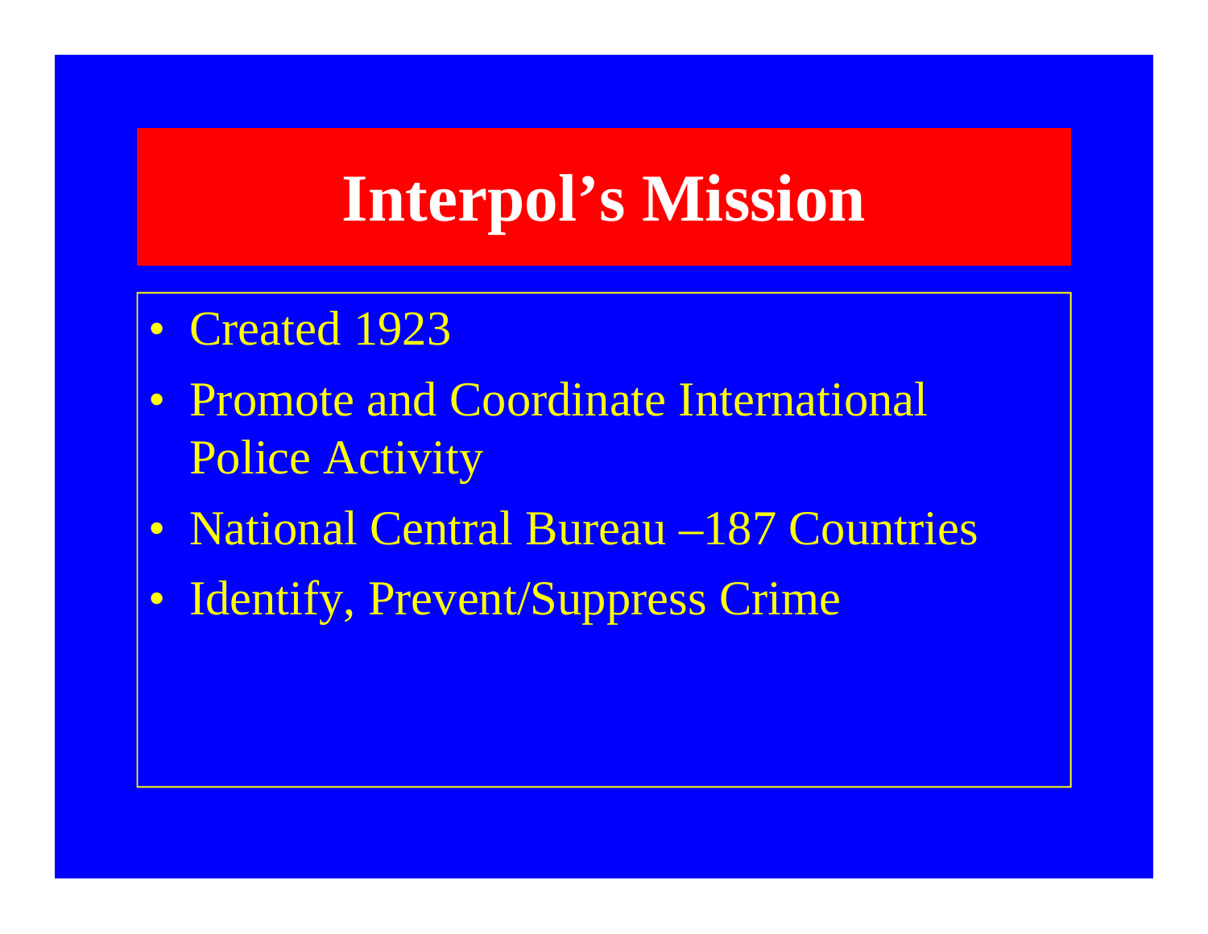# Interpol's Mission

- Created 1923
- Promote and Coordinate International Police Activity
- National Central Bureau –187 Countries
- Identify, Prevent/Suppress Crime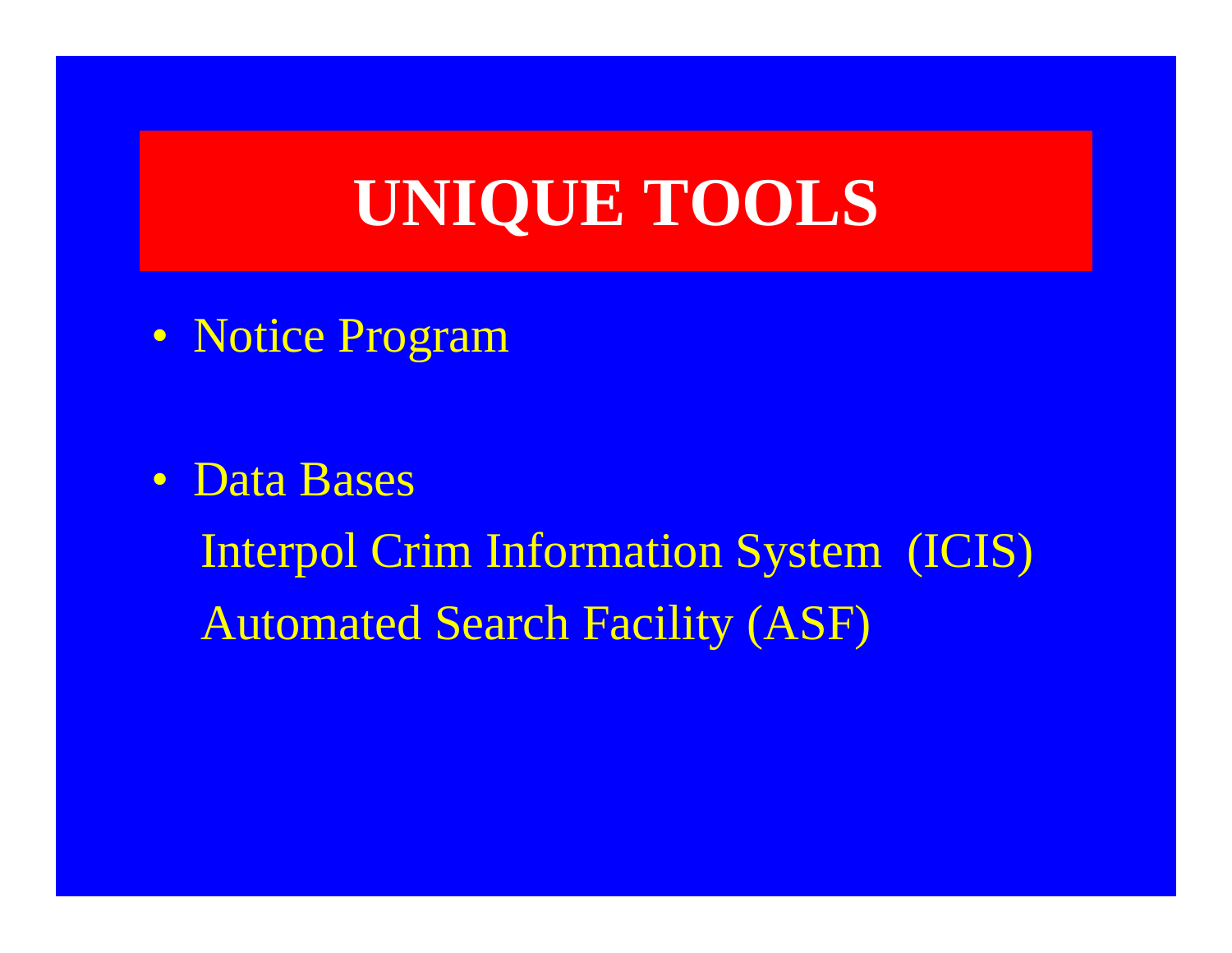# UNIQUE TOOLS

- Notice Program

- Data Bases

  Interpol Crim Information System (ICIS)

  Automated Search Facility (ASF)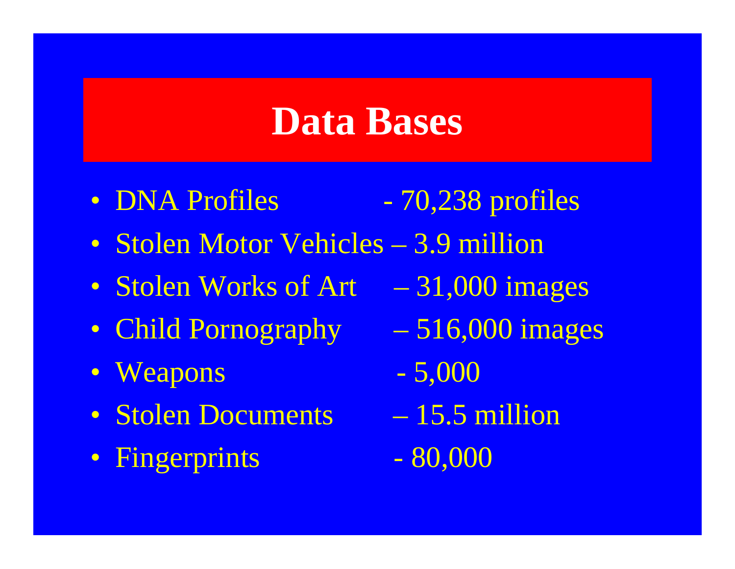# Data Bases

- DNA Profiles - 70,238 profiles
- Stolen Motor Vehicles – 3.9 million
- Stolen Works of Art – 31,000 images
- Child Pornography – 516,000 images
- Weapons - 5,000
- Stolen Documents – 15.5 million
- Fingerprints - 80,000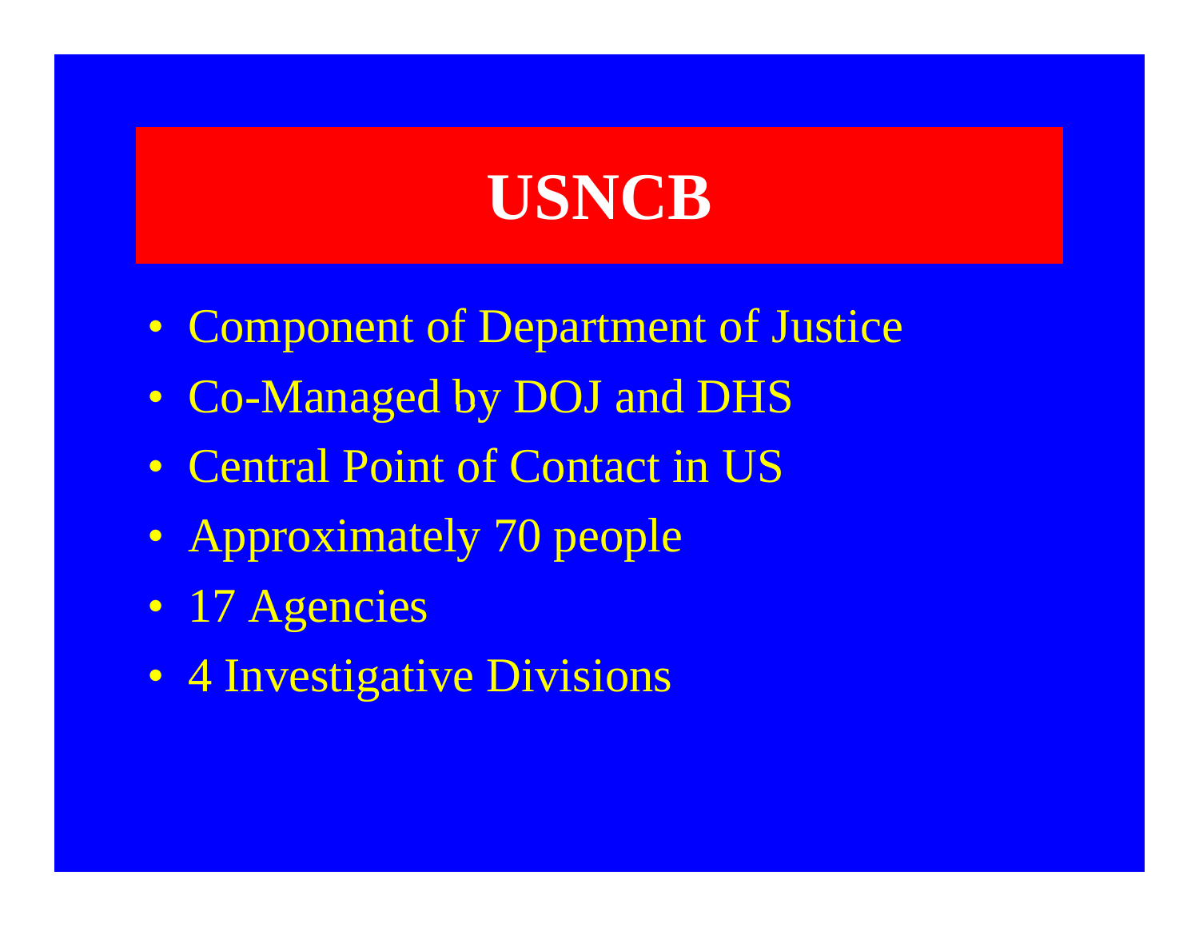# USNCB

- Component of Department of Justice
- Co-Managed by DOJ and DHS
- Central Point of Contact in US
- Approximately 70 people
- 17 Agencies
- 4 Investigative Divisions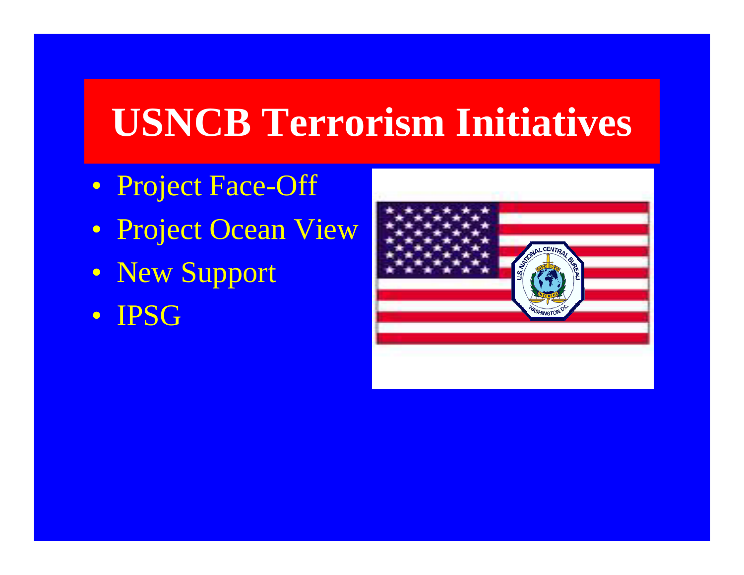# USNCB Terrorism Initiatives

- Project Face-Off
- Project Ocean View
- New Support
- IPSG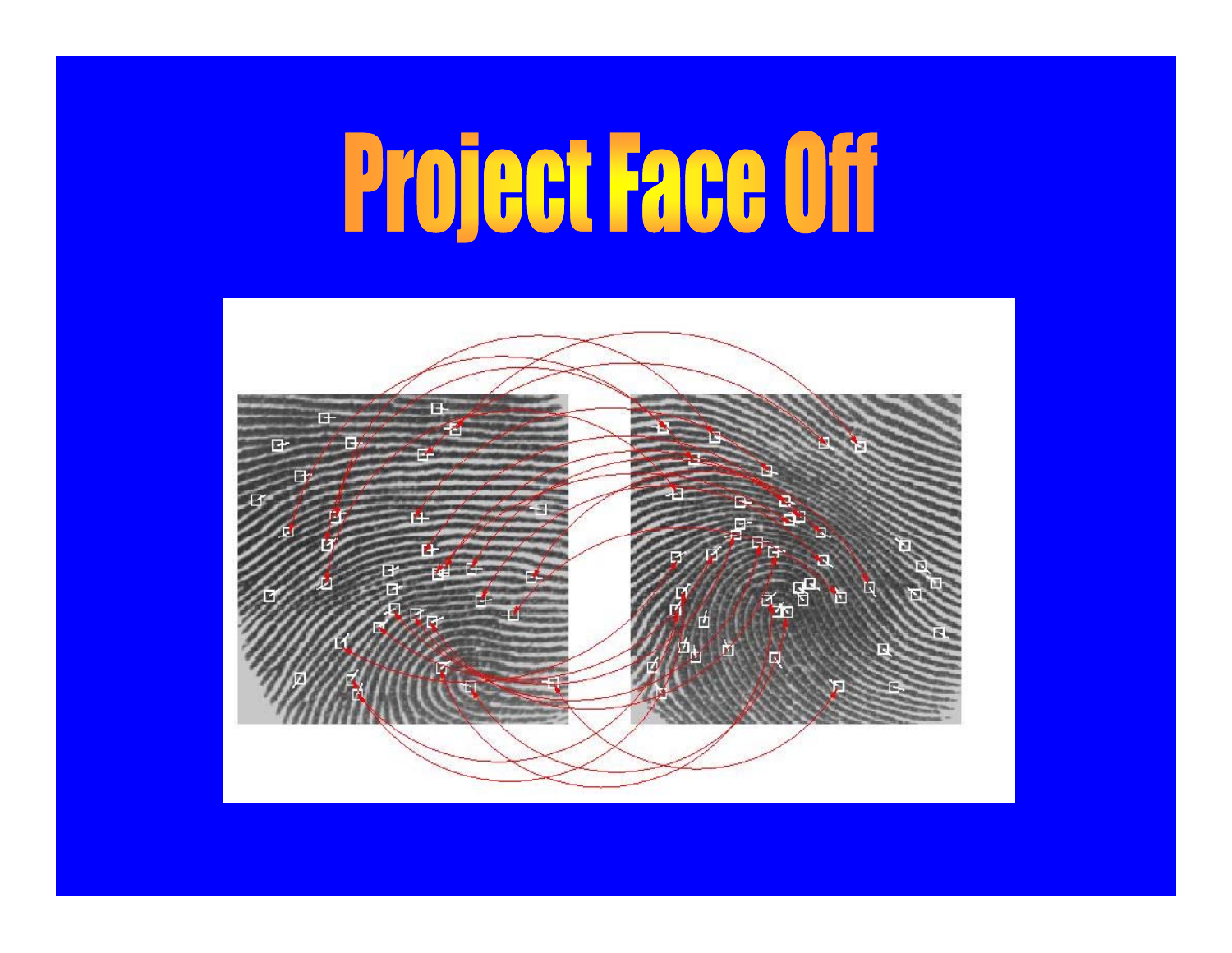# Project Face Off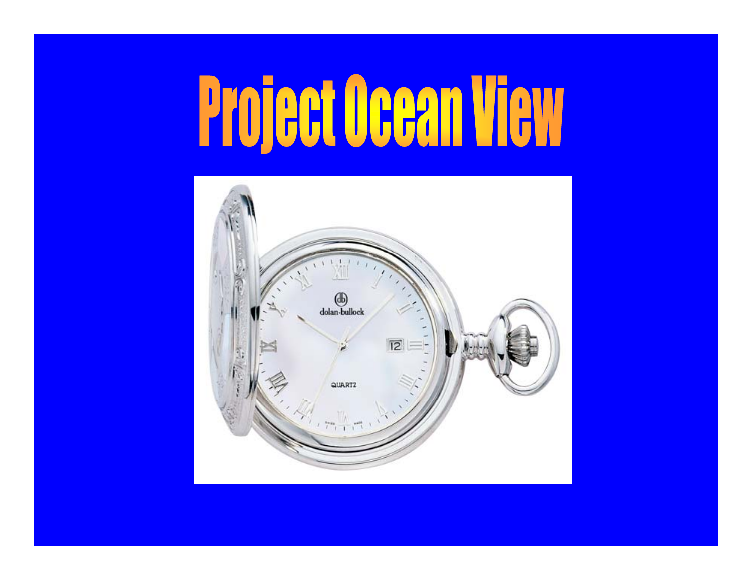# Project Ocean View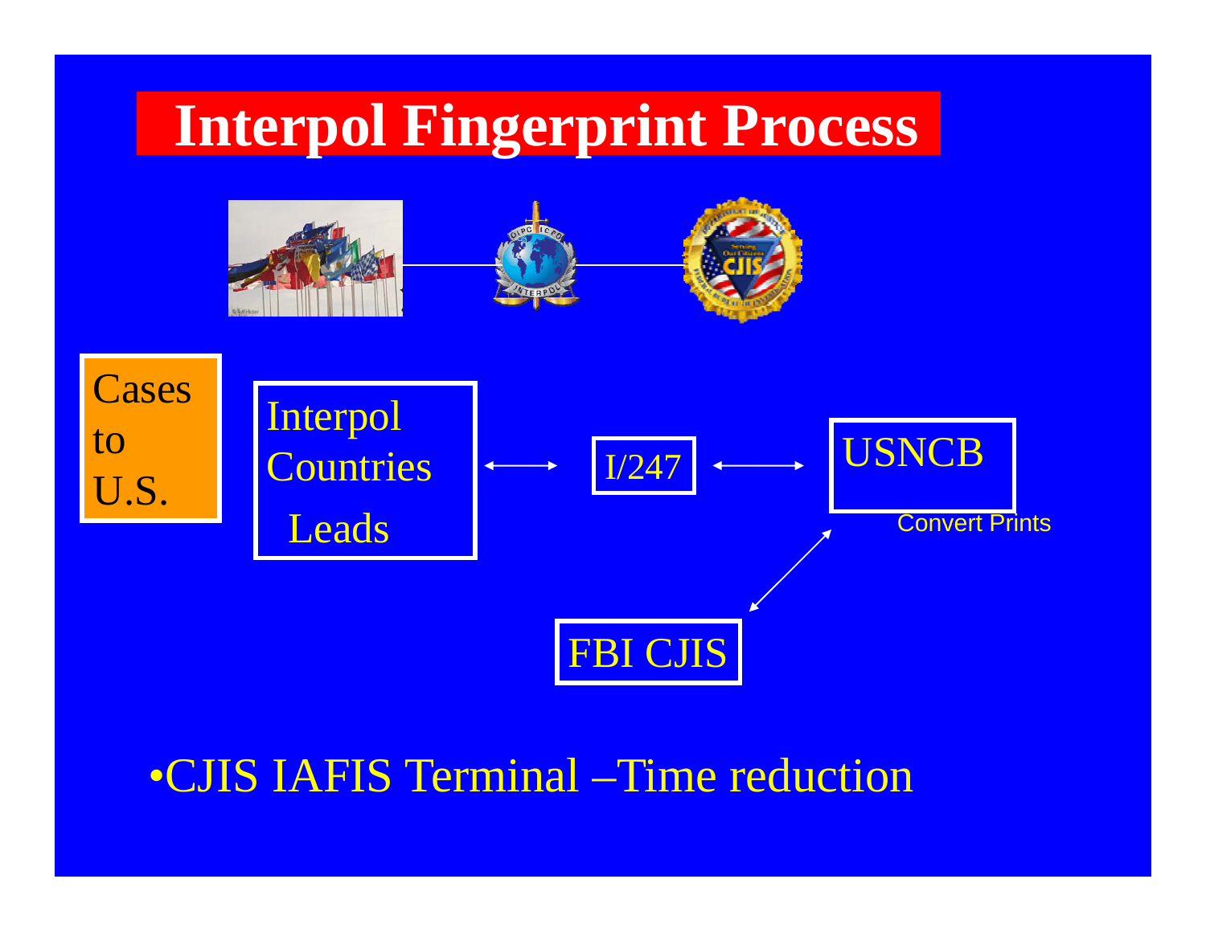# Interpol Fingerprint Process

Cases to U.S.

Interpol Countries Leads ⟷ I/247 ⟷ USNCB

Convert Prints

USNCB ⟷ FBI CJIS

- CJIS IAFIS Terminal –Time reduction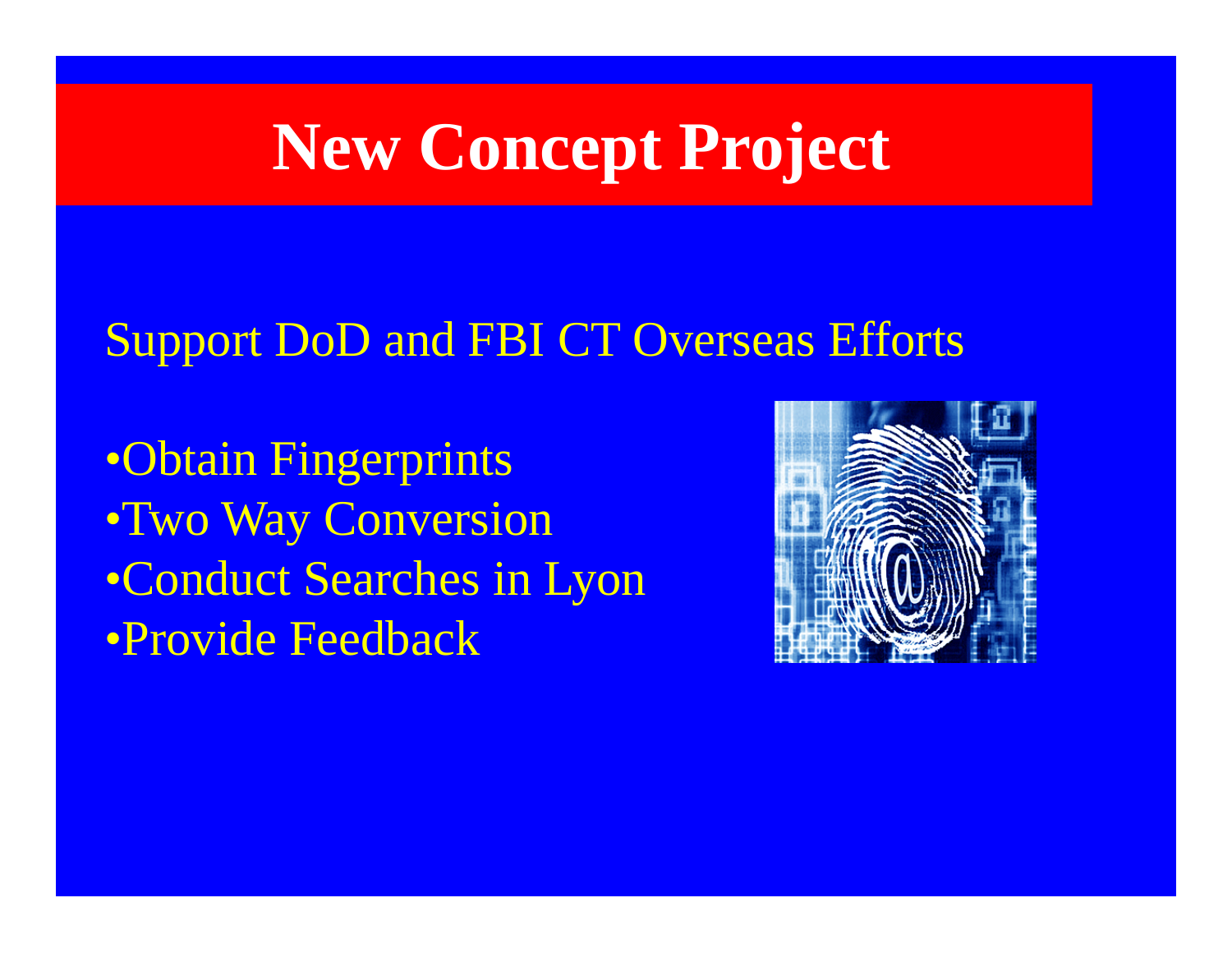# New Concept Project

Support DoD and FBI CT Overseas Efforts

- Obtain Fingerprints
- Two Way Conversion
- Conduct Searches in Lyon
- Provide Feedback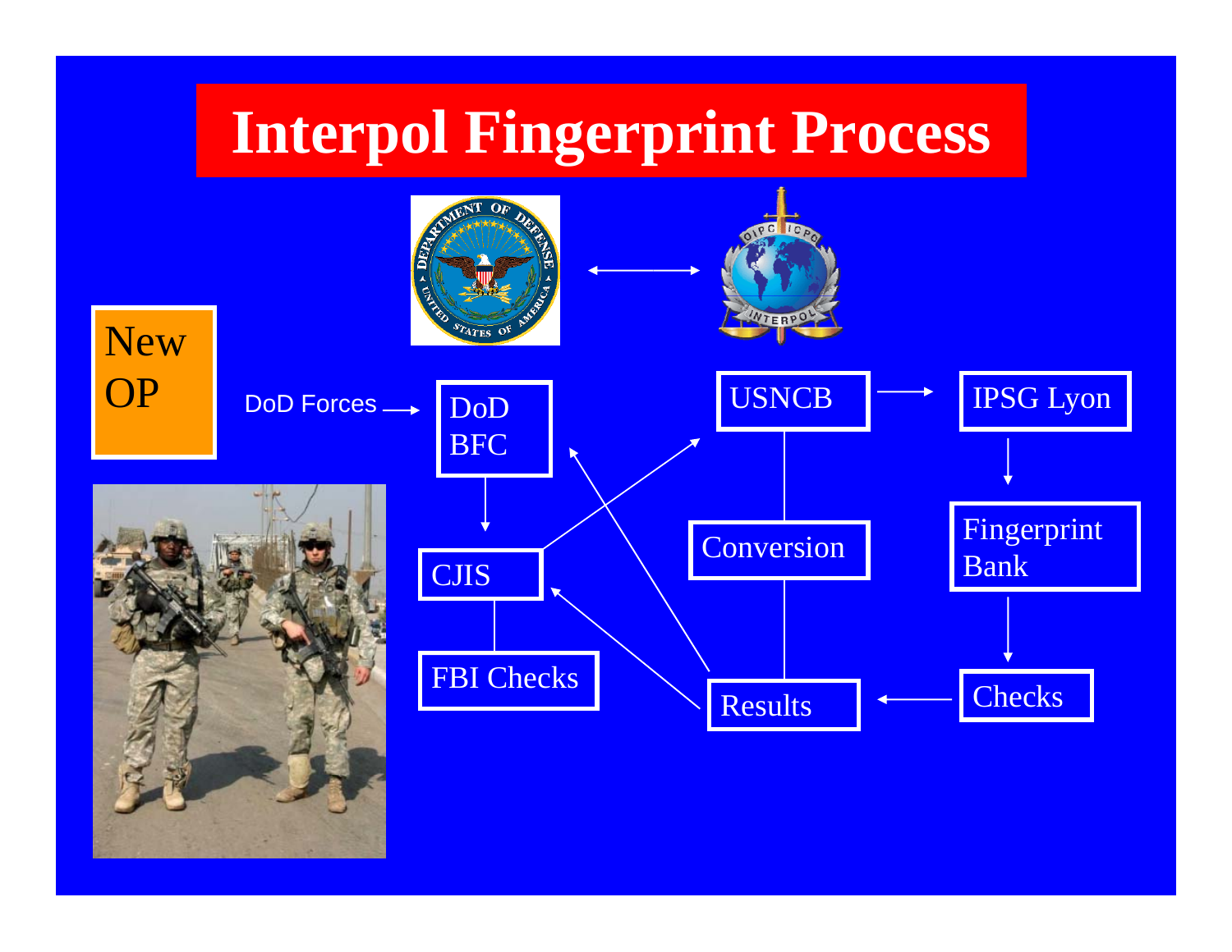# Interpol Fingerprint Process

New OP

DoD Forces → DoD BFC

DoD BFC → CJIS

CJIS — FBI Checks

CJIS → USNCB

USNCB → IPSG Lyon

IPSG Lyon → Fingerprint Bank

Fingerprint Bank → Checks

Checks → Results

USNCB — Conversion — Results

Results → CJIS

Results → DoD BFC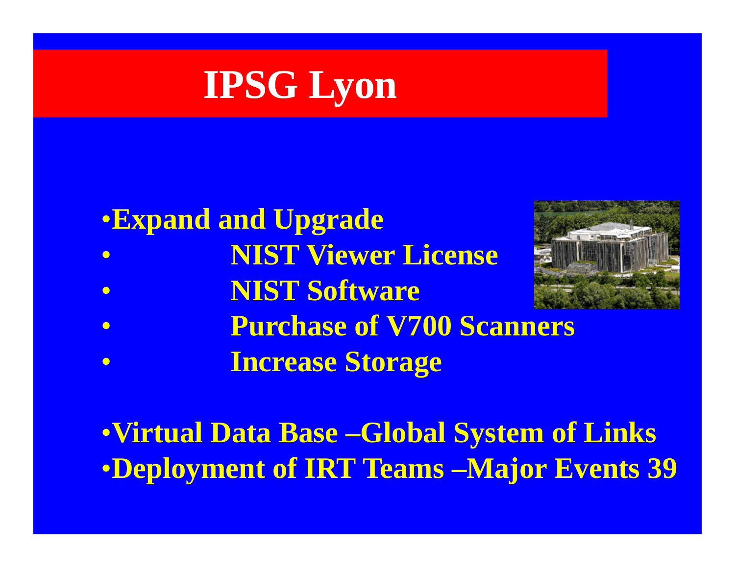# IPSG Lyon

- Expand and Upgrade
  - NIST Viewer License
  - NIST Software
  - Purchase of V700 Scanners
  - Increase Storage

- Virtual Data Base –Global System of Links
- Deployment of IRT Teams –Major Events 39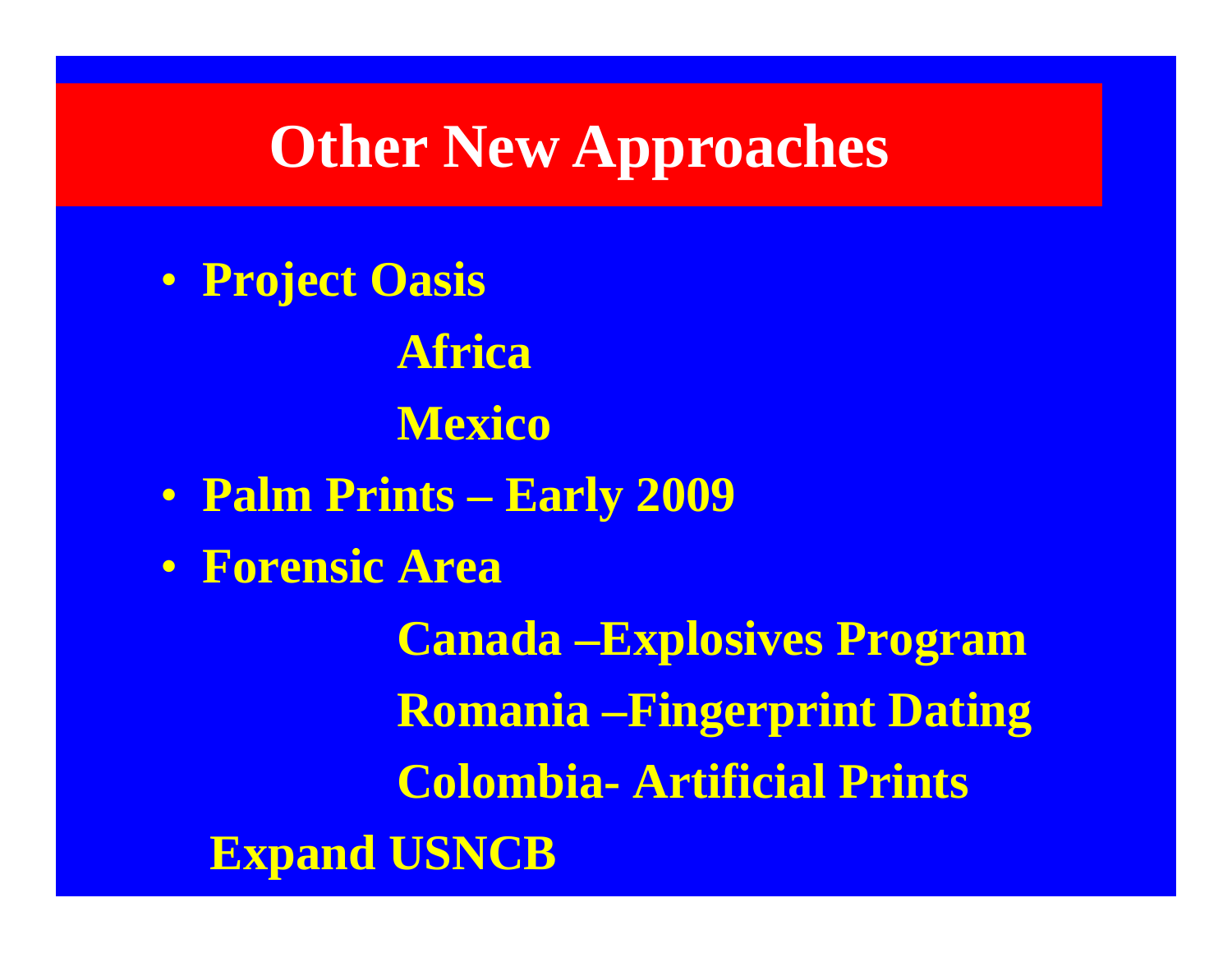# Other New Approaches

- **Project Oasis**
  - **Africa**
  - **Mexico**
- **Palm Prints – Early 2009**
- **Forensic Area**
  - **Canada –Explosives Program**
  - **Romania –Fingerprint Dating**
  - **Colombia- Artificial Prints**

**Expand USNCB**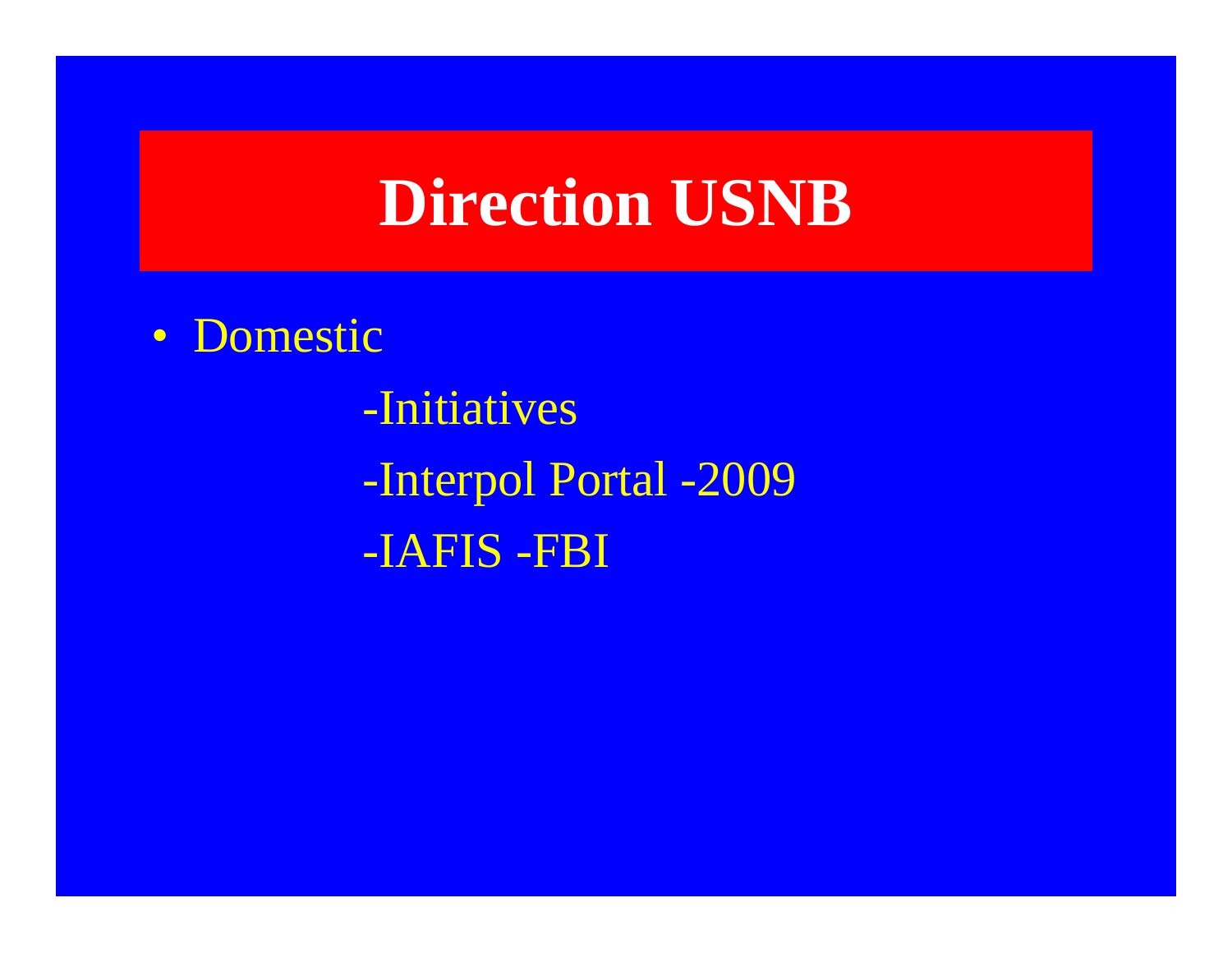# Direction USNB

- Domestic
  - -Initiatives
  - -Interpol Portal -2009
  - -IAFIS -FBI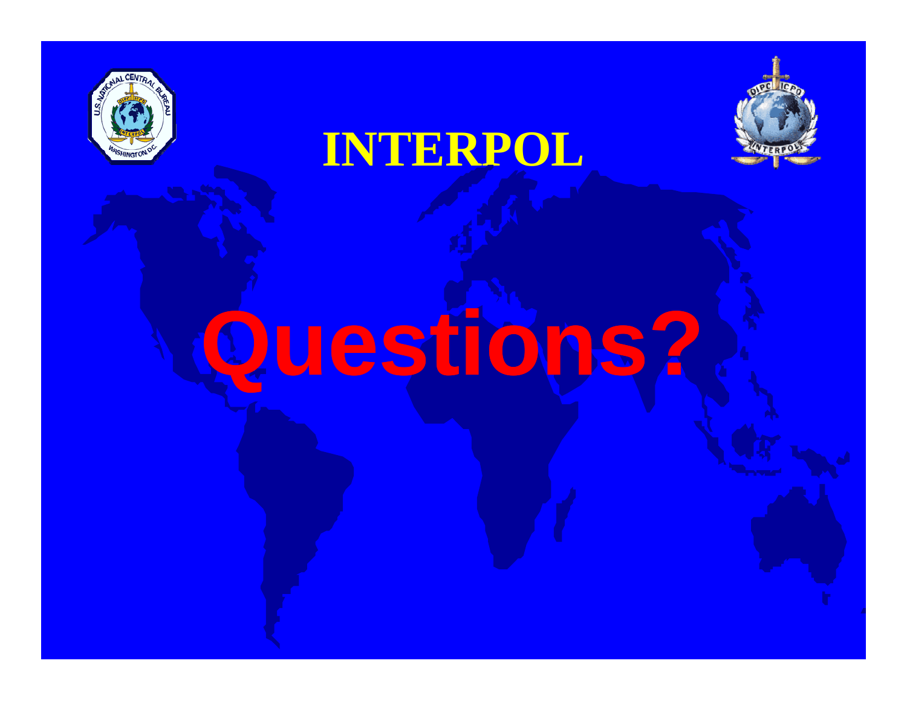# INTERPOL

# Questions?